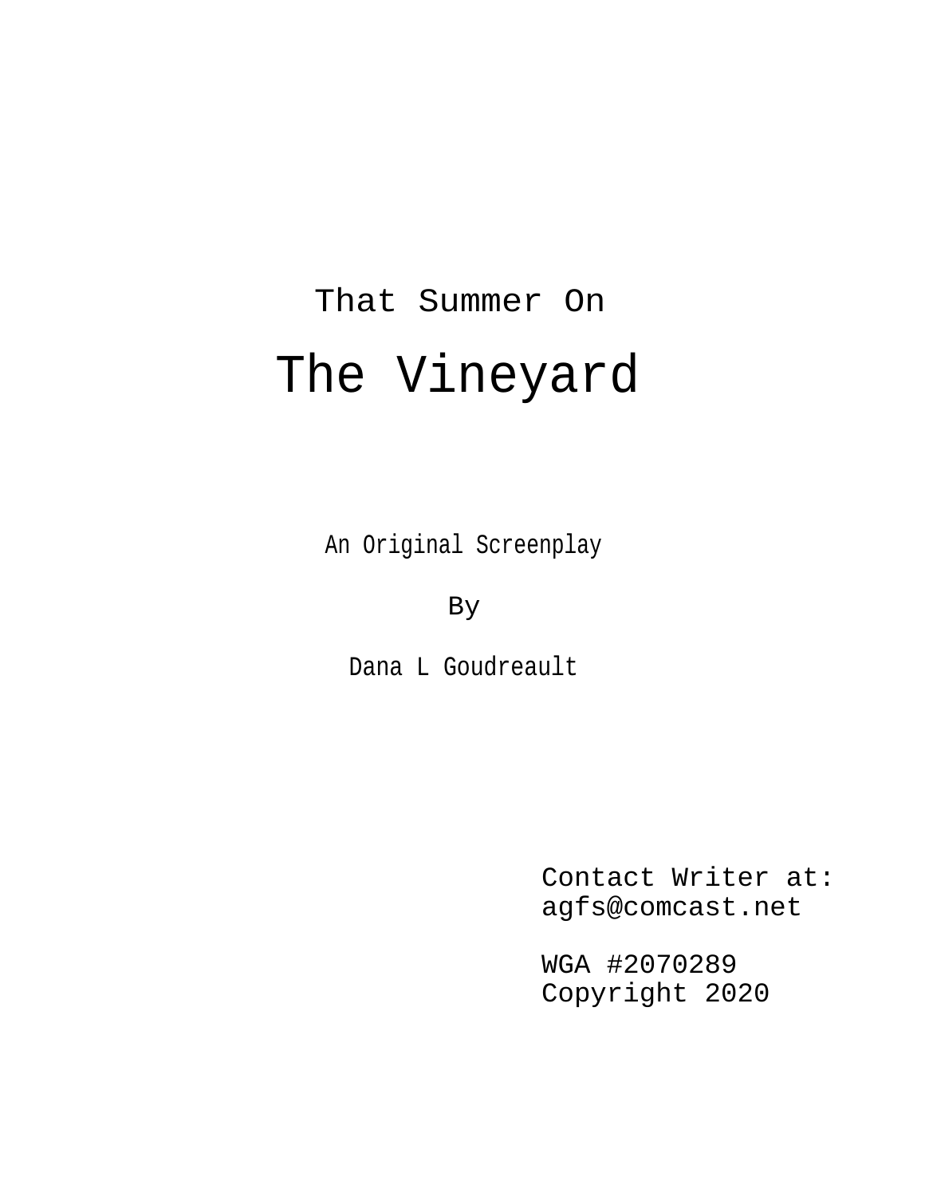That Summer On

# The Vineyard

An Original Screenplay

By

Dana L Goudreault

Contact Writer at:
agfs@comcast.net

WGA #2070289
Copyright 2020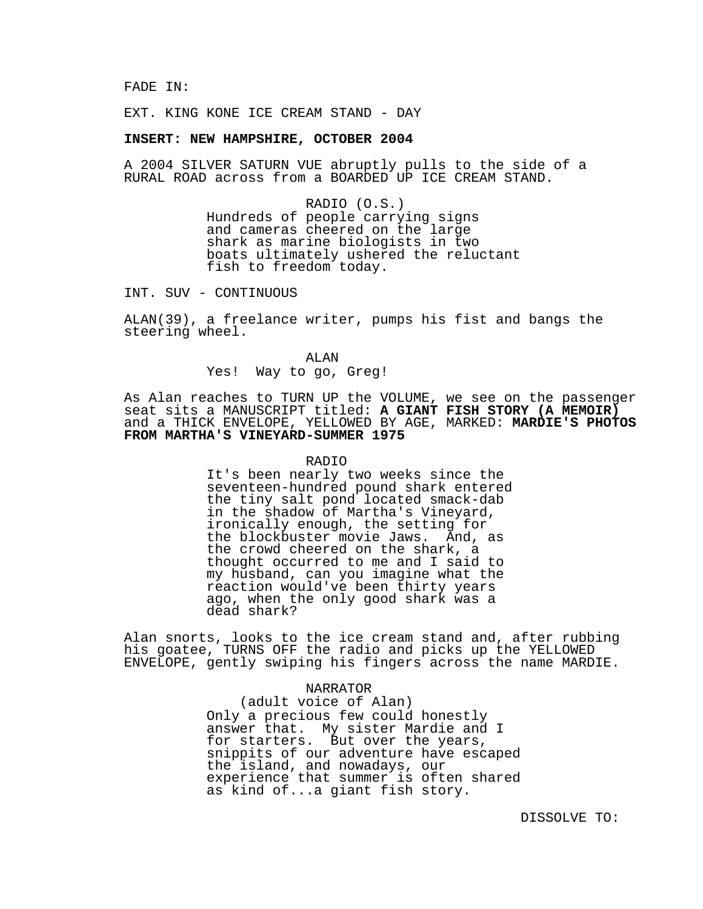FADE IN:

EXT. KING KONE ICE CREAM STAND - DAY

**INSERT: NEW HAMPSHIRE, OCTOBER 2004**

A 2004 SILVER SATURN VUE abruptly pulls to the side of a RURAL ROAD across from a BOARDED UP ICE CREAM STAND.

RADIO (O.S.)
Hundreds of people carrying signs and cameras cheered on the large shark as marine biologists in two boats ultimately ushered the reluctant fish to freedom today.

INT. SUV - CONTINUOUS

ALAN(39), a freelance writer, pumps his fist and bangs the steering wheel.

ALAN
Yes! Way to go, Greg!

As Alan reaches to TURN UP the VOLUME, we see on the passenger seat sits a MANUSCRIPT titled: **A GIANT FISH STORY (A MEMOIR)** and a THICK ENVELOPE, YELLOWED BY AGE, MARKED: **MARDIE'S PHOTOS FROM MARTHA'S VINEYARD-SUMMER 1975**

RADIO
It's been nearly two weeks since the seventeen-hundred pound shark entered the tiny salt pond located smack-dab in the shadow of Martha's Vineyard, ironically enough, the setting for the blockbuster movie Jaws. And, as the crowd cheered on the shark, a thought occurred to me and I said to my husband, can you imagine what the reaction would've been thirty years ago, when the only good shark was a dead shark?

Alan snorts, looks to the ice cream stand and, after rubbing his goatee, TURNS OFF the radio and picks up the YELLOWED ENVELOPE, gently swiping his fingers across the name MARDIE.

NARRATOR
(adult voice of Alan)
Only a precious few could honestly answer that. My sister Mardie and I for starters. But over the years, snippits of our adventure have escaped the island, and nowadays, our experience that summer is often shared as kind of...a giant fish story.

DISSOLVE TO: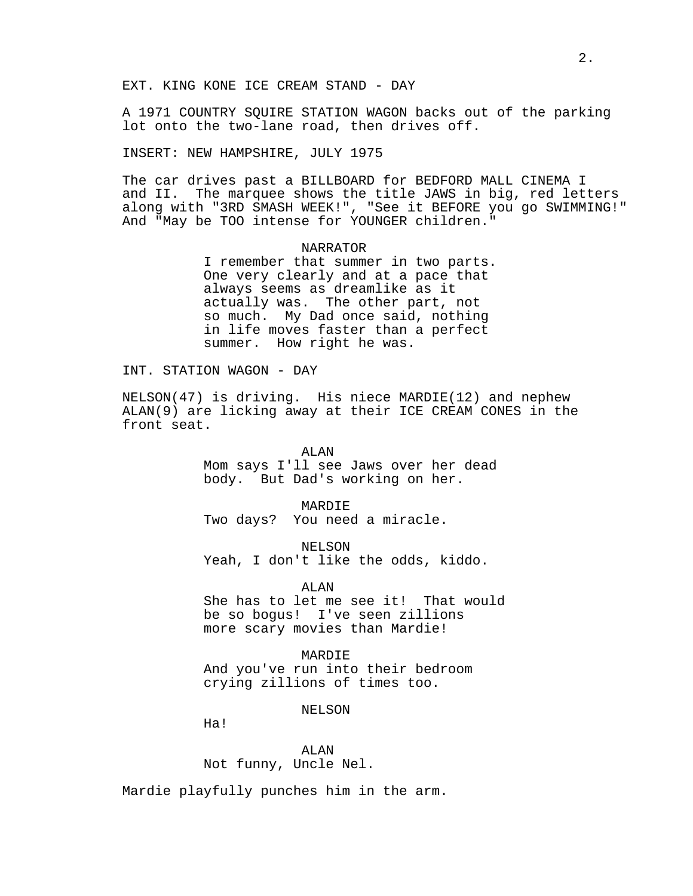EXT. KING KONE ICE CREAM STAND - DAY

A 1971 COUNTRY SQUIRE STATION WAGON backs out of the parking lot onto the two-lane road, then drives off.

INSERT: NEW HAMPSHIRE, JULY 1975

The car drives past a BILLBOARD for BEDFORD MALL CINEMA I and II. The marquee shows the title JAWS in big, red letters along with "3RD SMASH WEEK!", "See it BEFORE you go SWIMMING!" And "May be TOO intense for YOUNGER children."

NARRATOR
I remember that summer in two parts. One very clearly and at a pace that always seems as dreamlike as it actually was. The other part, not so much. My Dad once said, nothing in life moves faster than a perfect summer. How right he was.

INT. STATION WAGON - DAY

NELSON(47) is driving. His niece MARDIE(12) and nephew ALAN(9) are licking away at their ICE CREAM CONES in the front seat.

ALAN
Mom says I'll see Jaws over her dead body. But Dad's working on her.

MARDIE
Two days? You need a miracle.

NELSON
Yeah, I don't like the odds, kiddo.

ALAN
She has to let me see it! That would be so bogus! I've seen zillions more scary movies than Mardie!

MARDIE
And you've run into their bedroom crying zillions of times too.

NELSON
Ha!

ALAN
Not funny, Uncle Nel.

Mardie playfully punches him in the arm.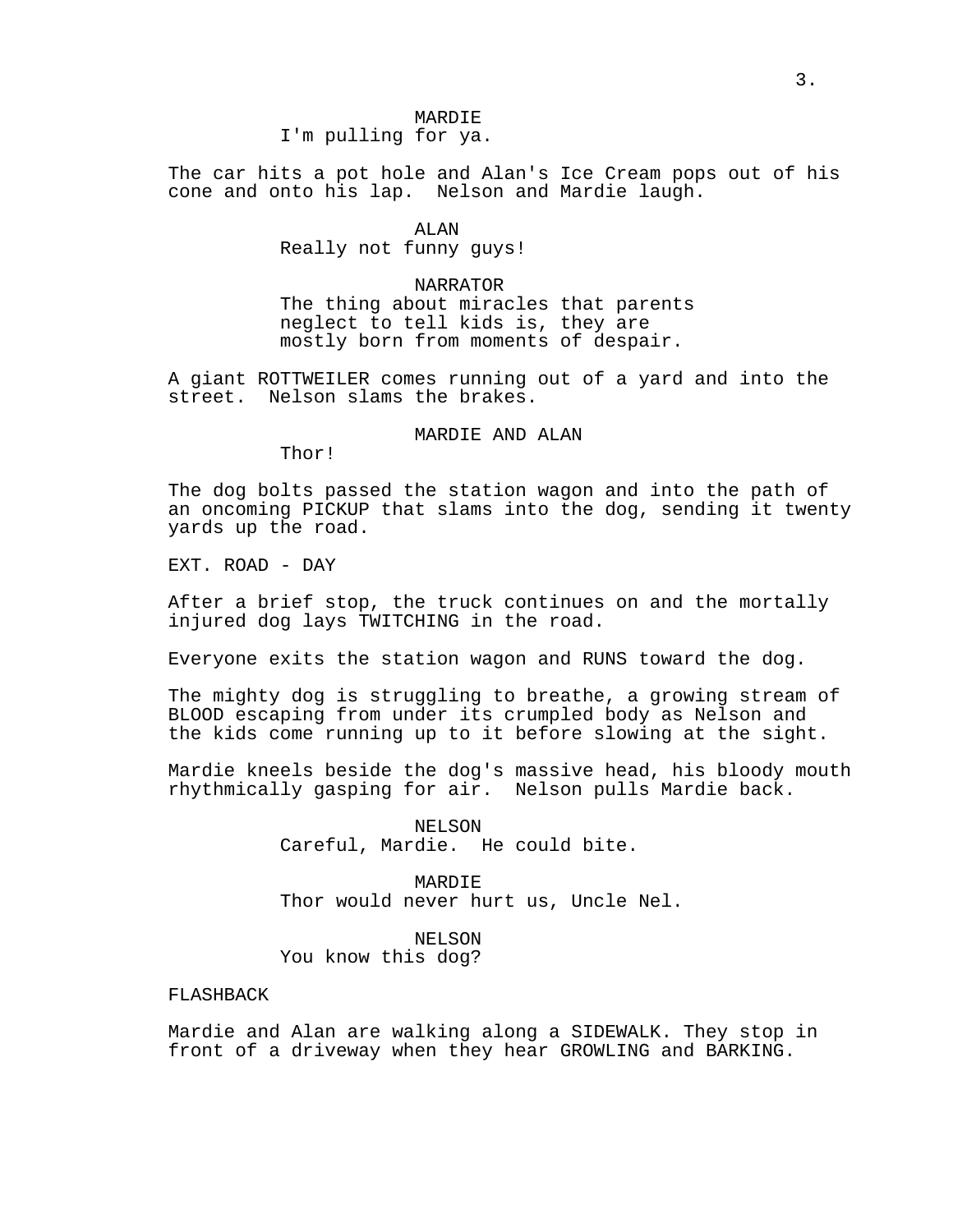MARDIE
I'm pulling for ya.

The car hits a pot hole and Alan's Ice Cream pops out of his cone and onto his lap. Nelson and Mardie laugh.

ALAN
Really not funny guys!

NARRATOR
The thing about miracles that parents neglect to tell kids is, they are mostly born from moments of despair.

A giant ROTTWEILER comes running out of a yard and into the street. Nelson slams the brakes.

MARDIE AND ALAN
Thor!

The dog bolts passed the station wagon and into the path of an oncoming PICKUP that slams into the dog, sending it twenty yards up the road.

EXT. ROAD - DAY

After a brief stop, the truck continues on and the mortally injured dog lays TWITCHING in the road.

Everyone exits the station wagon and RUNS toward the dog.

The mighty dog is struggling to breathe, a growing stream of BLOOD escaping from under its crumpled body as Nelson and the kids come running up to it before slowing at the sight.

Mardie kneels beside the dog's massive head, his bloody mouth rhythmically gasping for air. Nelson pulls Mardie back.

NELSON
Careful, Mardie. He could bite.

MARDIE
Thor would never hurt us, Uncle Nel.

NELSON
You know this dog?

FLASHBACK

Mardie and Alan are walking along a SIDEWALK. They stop in front of a driveway when they hear GROWLING and BARKING.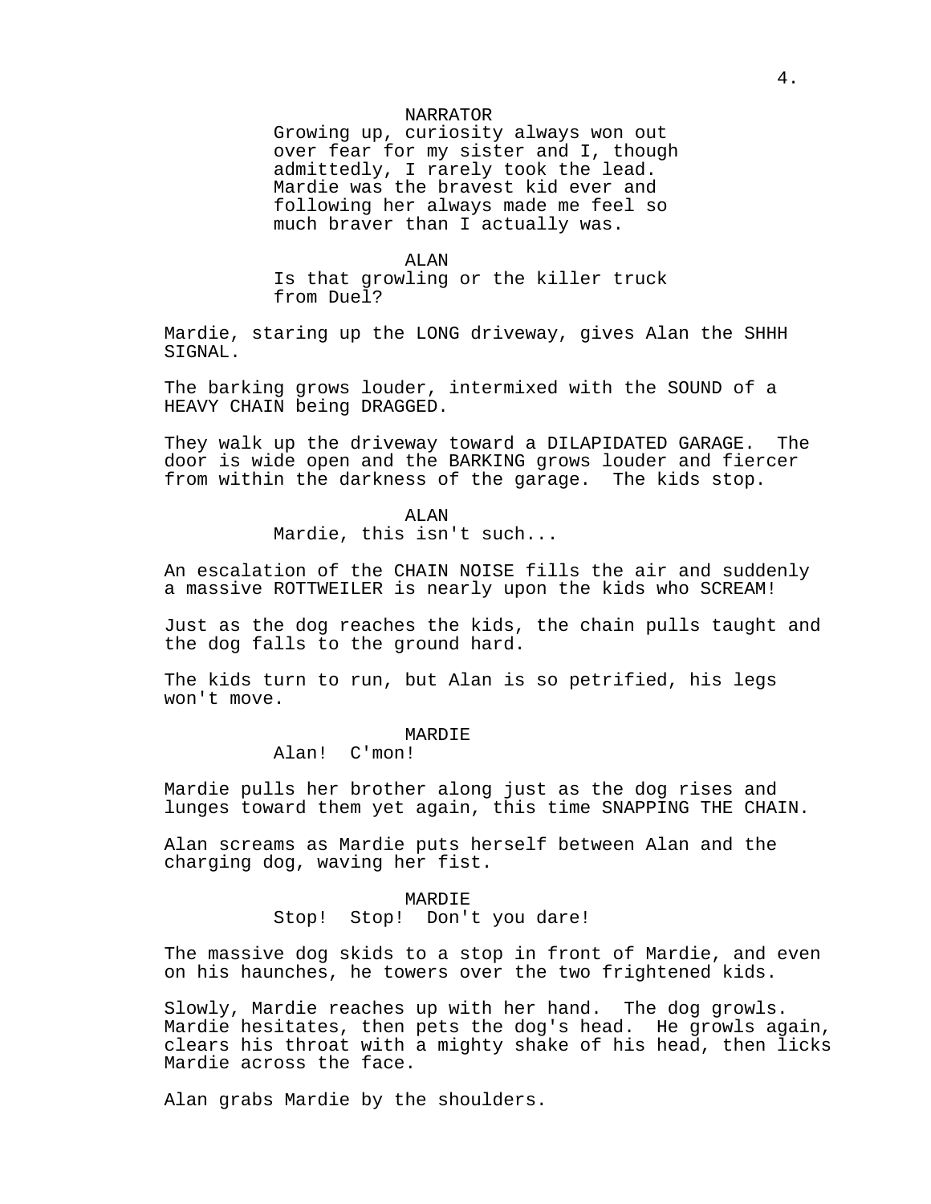NARRATOR
Growing up, curiosity always won out over fear for my sister and I, though admittedly, I rarely took the lead. Mardie was the bravest kid ever and following her always made me feel so much braver than I actually was.

ALAN
Is that growling or the killer truck from Duel?

Mardie, staring up the LONG driveway, gives Alan the SHHH SIGNAL.

The barking grows louder, intermixed with the SOUND of a HEAVY CHAIN being DRAGGED.

They walk up the driveway toward a DILAPIDATED GARAGE. The door is wide open and the BARKING grows louder and fiercer from within the darkness of the garage. The kids stop.

ALAN
Mardie, this isn't such...

An escalation of the CHAIN NOISE fills the air and suddenly a massive ROTTWEILER is nearly upon the kids who SCREAM!

Just as the dog reaches the kids, the chain pulls taught and the dog falls to the ground hard.

The kids turn to run, but Alan is so petrified, his legs won't move.

MARDIE
Alan! C'mon!

Mardie pulls her brother along just as the dog rises and lunges toward them yet again, this time SNAPPING THE CHAIN.

Alan screams as Mardie puts herself between Alan and the charging dog, waving her fist.

MARDIE
Stop! Stop! Don't you dare!

The massive dog skids to a stop in front of Mardie, and even on his haunches, he towers over the two frightened kids.

Slowly, Mardie reaches up with her hand. The dog growls. Mardie hesitates, then pets the dog's head. He growls again, clears his throat with a mighty shake of his head, then licks Mardie across the face.

Alan grabs Mardie by the shoulders.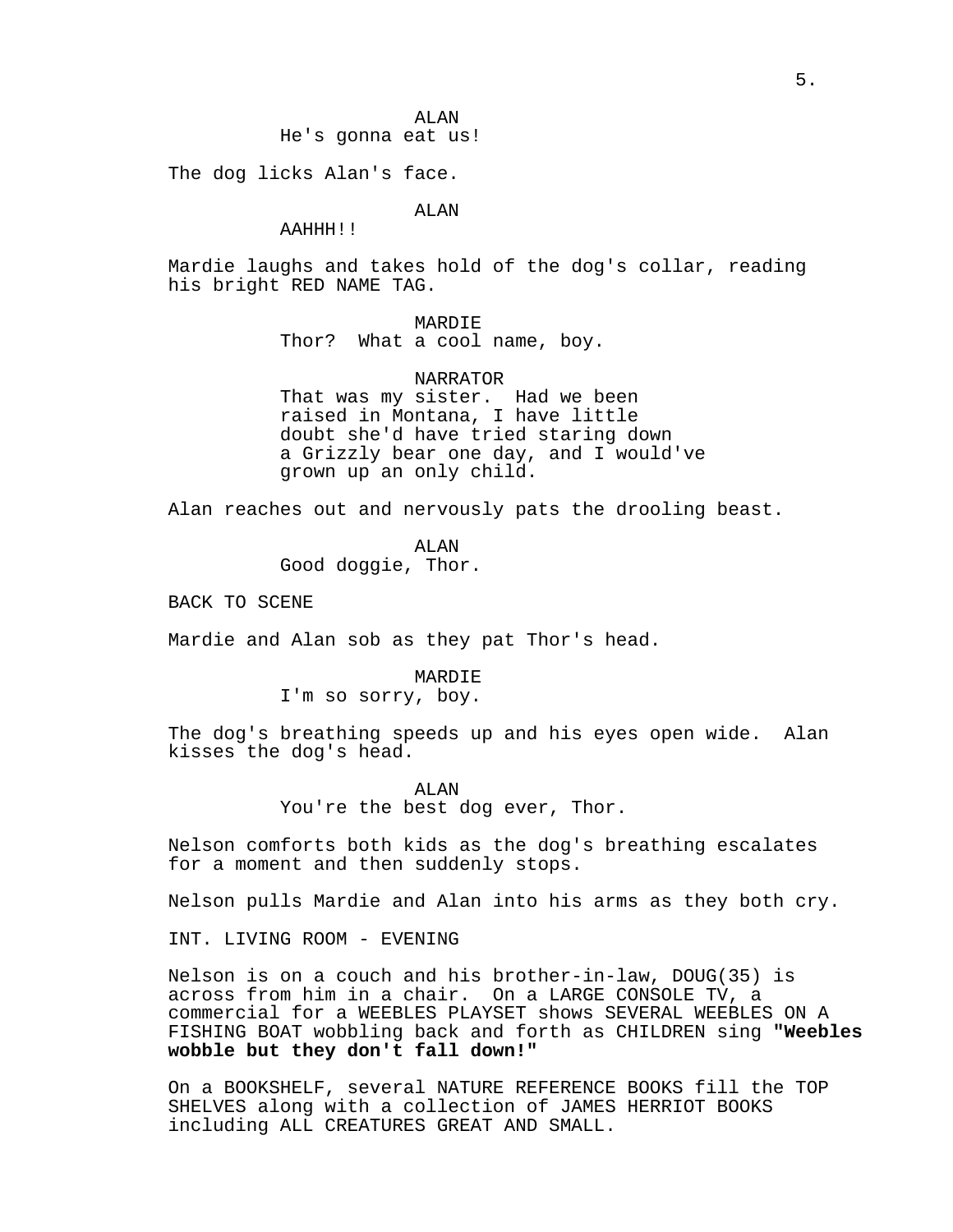ALAN
He's gonna eat us!

The dog licks Alan's face.

ALAN
AAHHH!!

Mardie laughs and takes hold of the dog's collar, reading his bright RED NAME TAG.

MARDIE
Thor? What a cool name, boy.

NARRATOR
That was my sister. Had we been raised in Montana, I have little doubt she'd have tried staring down a Grizzly bear one day, and I would've grown up an only child.

Alan reaches out and nervously pats the drooling beast.

ALAN
Good doggie, Thor.

BACK TO SCENE

Mardie and Alan sob as they pat Thor's head.

MARDIE
I'm so sorry, boy.

The dog's breathing speeds up and his eyes open wide. Alan kisses the dog's head.

ALAN
You're the best dog ever, Thor.

Nelson comforts both kids as the dog's breathing escalates for a moment and then suddenly stops.

Nelson pulls Mardie and Alan into his arms as they both cry.

INT. LIVING ROOM - EVENING

Nelson is on a couch and his brother-in-law, DOUG(35) is across from him in a chair. On a LARGE CONSOLE TV, a commercial for a WEEBLES PLAYSET shows SEVERAL WEEBLES ON A FISHING BOAT wobbling back and forth as CHILDREN sing **"Weebles wobble but they don't fall down!"**

On a BOOKSHELF, several NATURE REFERENCE BOOKS fill the TOP SHELVES along with a collection of JAMES HERRIOT BOOKS including ALL CREATURES GREAT AND SMALL.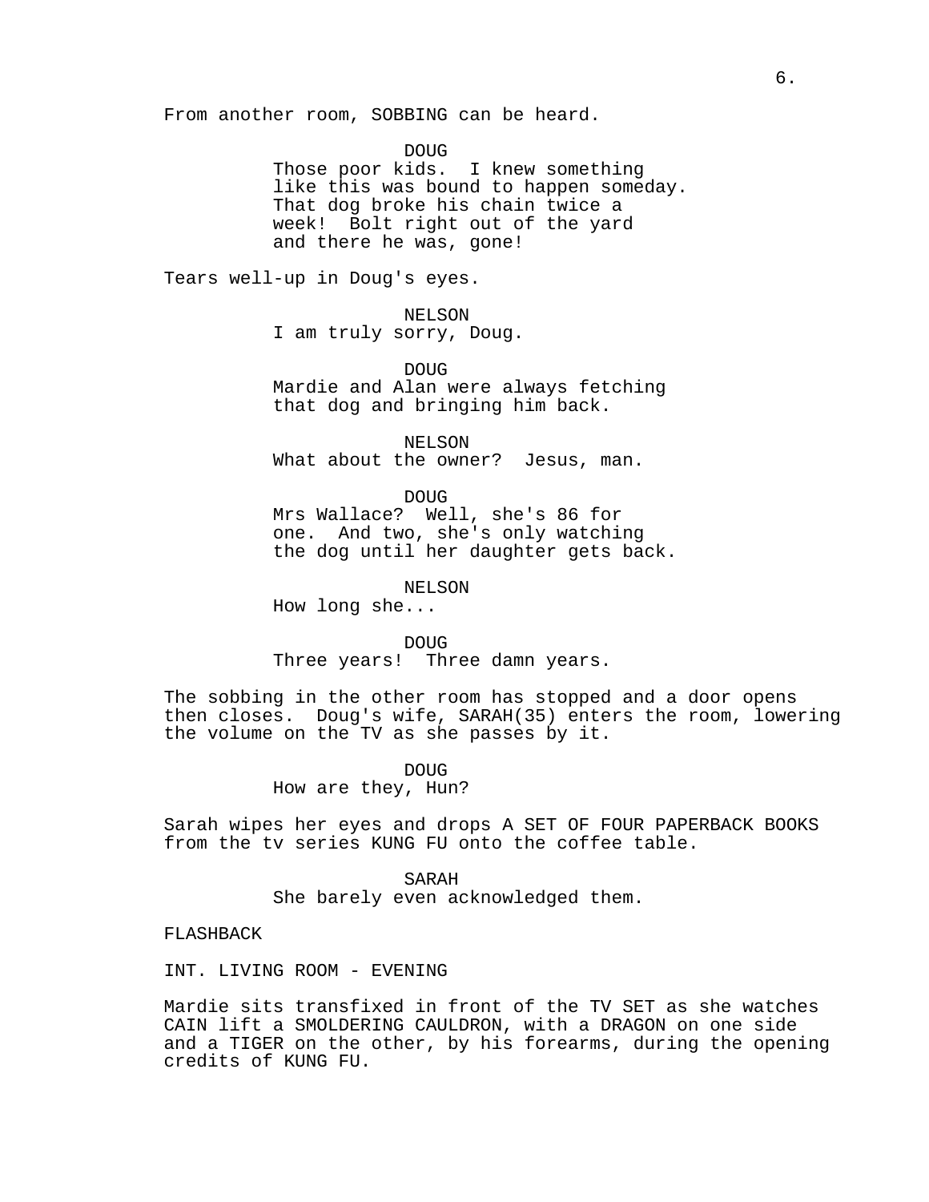From another room, SOBBING can be heard.

DOUG
Those poor kids. I knew something like this was bound to happen someday. That dog broke his chain twice a week! Bolt right out of the yard and there he was, gone!

Tears well-up in Doug's eyes.

NELSON
I am truly sorry, Doug.

DOUG
Mardie and Alan were always fetching that dog and bringing him back.

NELSON
What about the owner? Jesus, man.

DOUG
Mrs Wallace? Well, she's 86 for one. And two, she's only watching the dog until her daughter gets back.

NELSON
How long she...

DOUG
Three years! Three damn years.

The sobbing in the other room has stopped and a door opens then closes. Doug's wife, SARAH(35) enters the room, lowering the volume on the TV as she passes by it.

DOUG
How are they, Hun?

Sarah wipes her eyes and drops A SET OF FOUR PAPERBACK BOOKS from the tv series KUNG FU onto the coffee table.

SARAH
She barely even acknowledged them.

FLASHBACK

INT. LIVING ROOM - EVENING

Mardie sits transfixed in front of the TV SET as she watches CAIN lift a SMOLDERING CAULDRON, with a DRAGON on one side and a TIGER on the other, by his forearms, during the opening credits of KUNG FU.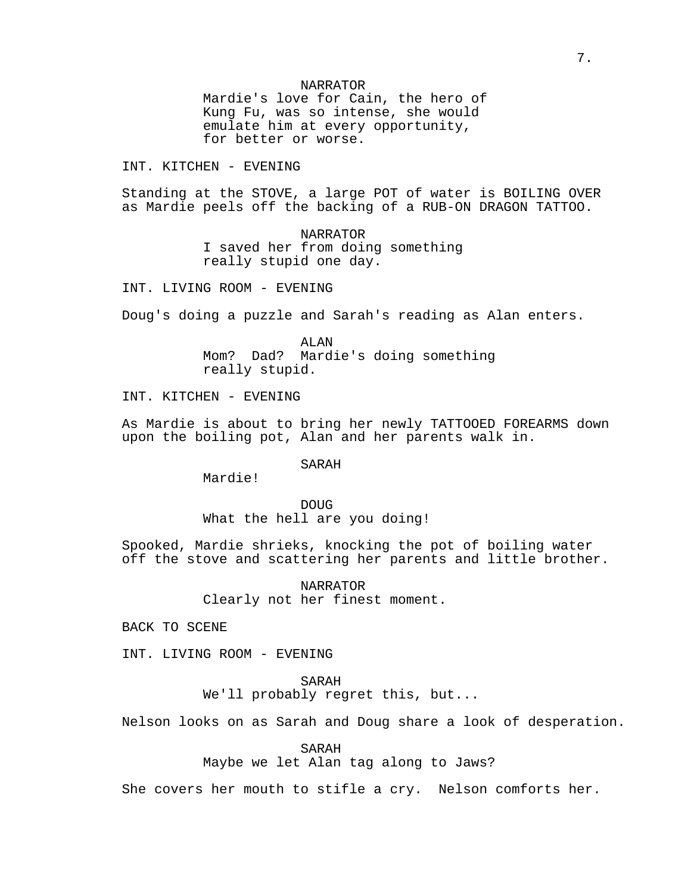NARRATOR
Mardie's love for Cain, the hero of Kung Fu, was so intense, she would emulate him at every opportunity, for better or worse.

INT. KITCHEN - EVENING

Standing at the STOVE, a large POT of water is BOILING OVER as Mardie peels off the backing of a RUB-ON DRAGON TATTOO.

NARRATOR
I saved her from doing something really stupid one day.

INT. LIVING ROOM - EVENING

Doug's doing a puzzle and Sarah's reading as Alan enters.

ALAN
Mom? Dad? Mardie's doing something really stupid.

INT. KITCHEN - EVENING

As Mardie is about to bring her newly TATTOOED FOREARMS down upon the boiling pot, Alan and her parents walk in.

SARAH
Mardie!

DOUG
What the hell are you doing!

Spooked, Mardie shrieks, knocking the pot of boiling water off the stove and scattering her parents and little brother.

NARRATOR
Clearly not her finest moment.

BACK TO SCENE

INT. LIVING ROOM - EVENING

SARAH
We'll probably regret this, but...

Nelson looks on as Sarah and Doug share a look of desperation.

SARAH
Maybe we let Alan tag along to Jaws?

She covers her mouth to stifle a cry. Nelson comforts her.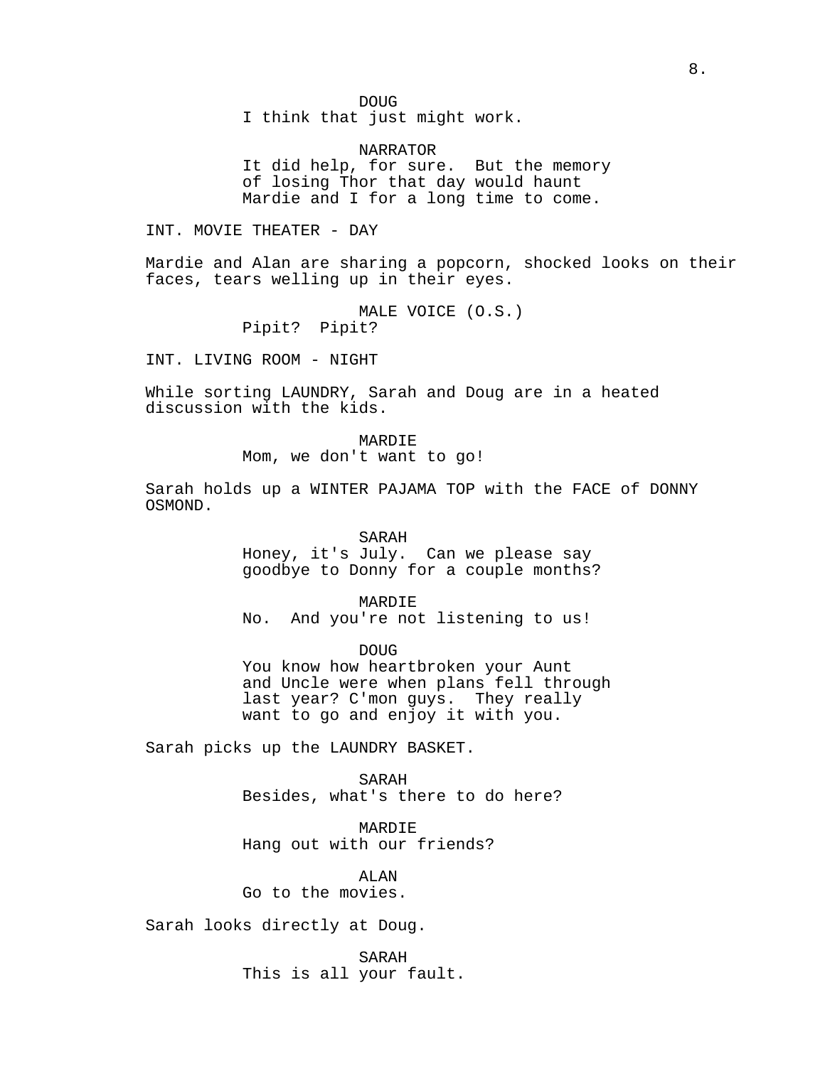DOUG
I think that just might work.

NARRATOR
It did help, for sure. But the memory of losing Thor that day would haunt Mardie and I for a long time to come.

INT. MOVIE THEATER - DAY

Mardie and Alan are sharing a popcorn, shocked looks on their faces, tears welling up in their eyes.

MALE VOICE (O.S.)
Pipit? Pipit?

INT. LIVING ROOM - NIGHT

While sorting LAUNDRY, Sarah and Doug are in a heated discussion with the kids.

MARDIE
Mom, we don't want to go!

Sarah holds up a WINTER PAJAMA TOP with the FACE of DONNY OSMOND.

SARAH
Honey, it's July. Can we please say goodbye to Donny for a couple months?

MARDIE
No. And you're not listening to us!

DOUG
You know how heartbroken your Aunt and Uncle were when plans fell through last year? C'mon guys. They really want to go and enjoy it with you.

Sarah picks up the LAUNDRY BASKET.

SARAH
Besides, what's there to do here?

MARDIE
Hang out with our friends?

ALAN
Go to the movies.

Sarah looks directly at Doug.

SARAH
This is all your fault.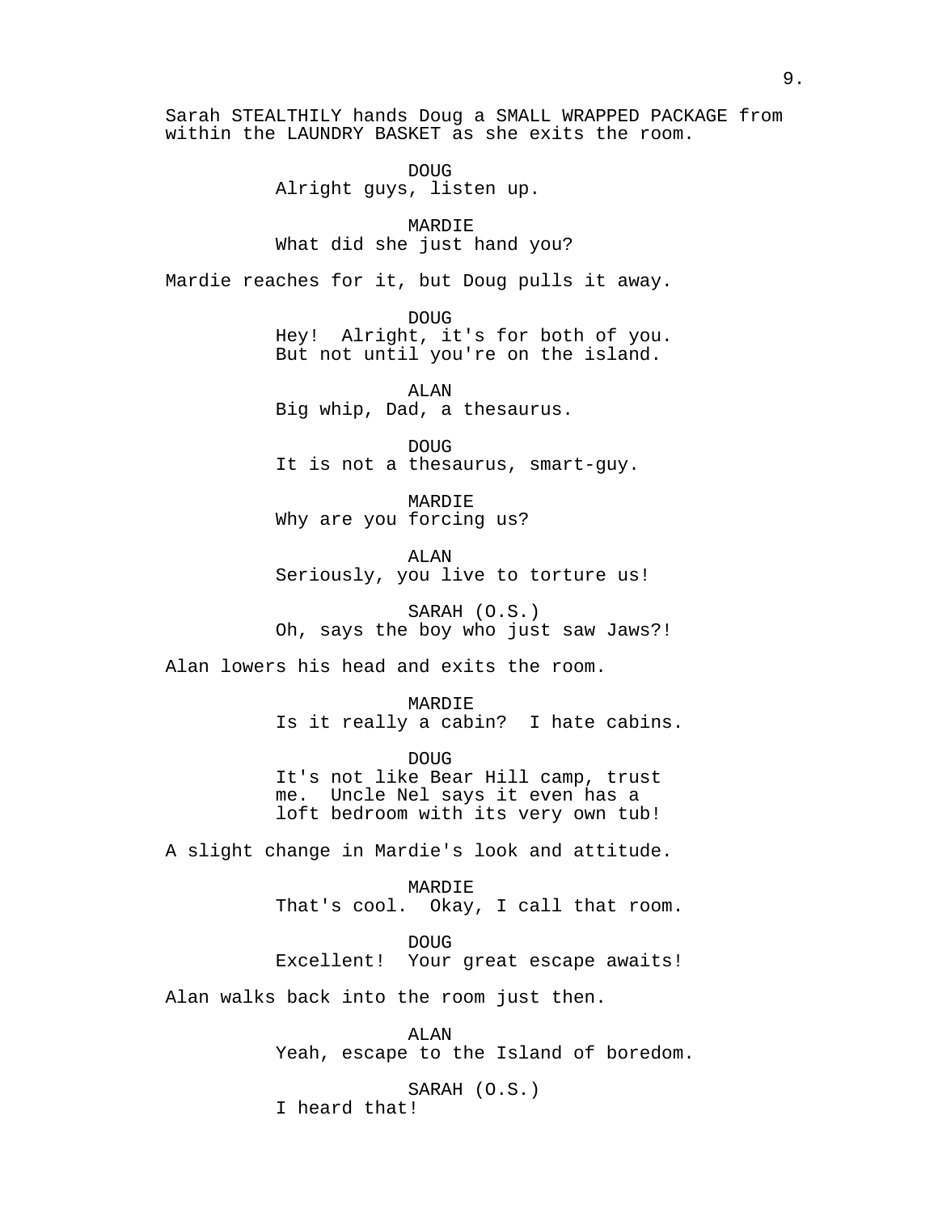Sarah STEALTHILY hands Doug a SMALL WRAPPED PACKAGE from within the LAUNDRY BASKET as she exits the room.

DOUG
Alright guys, listen up.

MARDIE
What did she just hand you?

Mardie reaches for it, but Doug pulls it away.

DOUG
Hey!  Alright, it's for both of you. But not until you're on the island.

ALAN
Big whip, Dad, a thesaurus.

DOUG
It is not a thesaurus, smart-guy.

MARDIE
Why are you forcing us?

ALAN
Seriously, you live to torture us!

SARAH (O.S.)
Oh, says the boy who just saw Jaws?!

Alan lowers his head and exits the room.

MARDIE
Is it really a cabin?  I hate cabins.

DOUG
It's not like Bear Hill camp, trust me.  Uncle Nel says it even has a loft bedroom with its very own tub!

A slight change in Mardie's look and attitude.

MARDIE
That's cool.  Okay, I call that room.

DOUG
Excellent!  Your great escape awaits!

Alan walks back into the room just then.

ALAN
Yeah, escape to the Island of boredom.

SARAH (O.S.)
I heard that!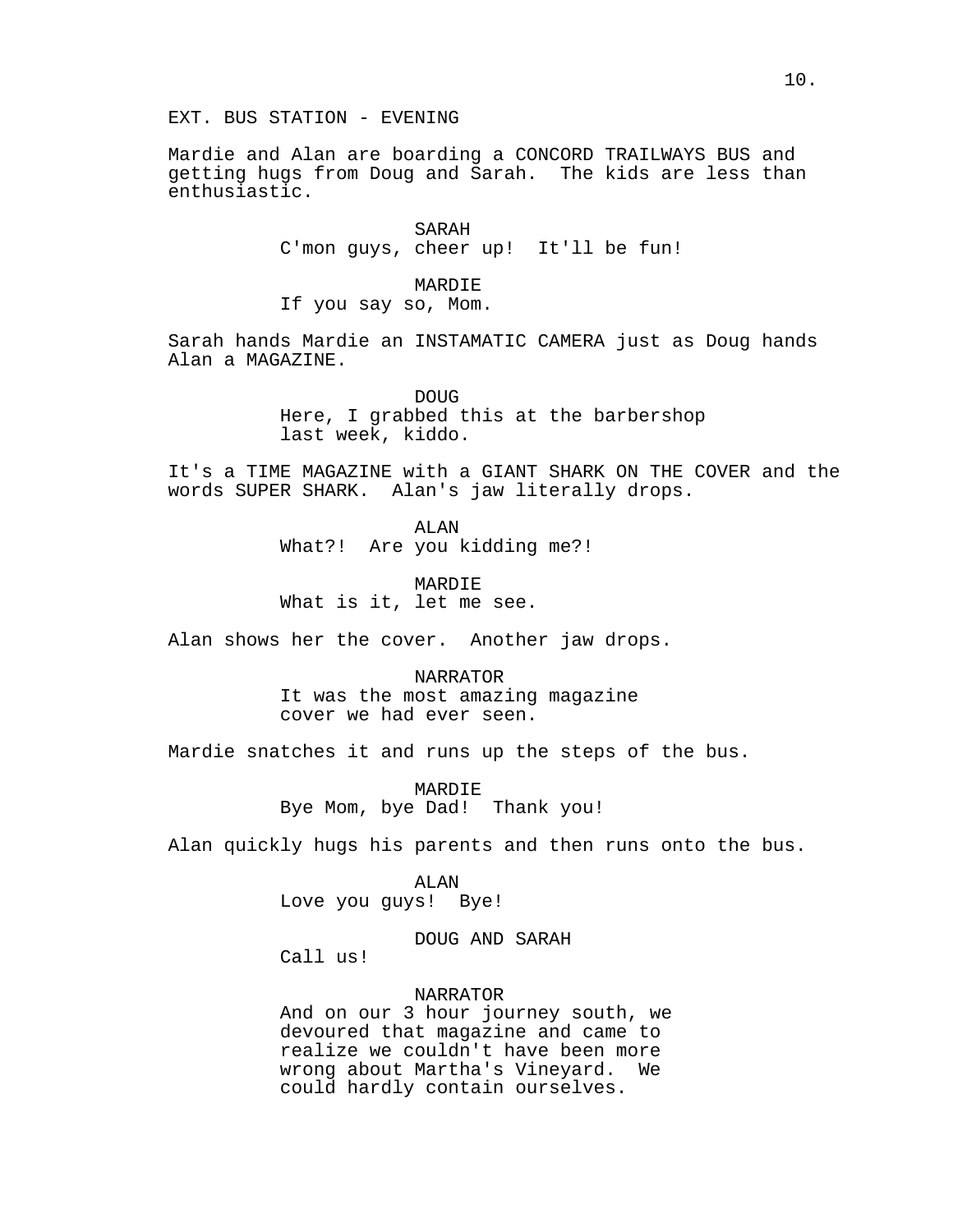EXT. BUS STATION - EVENING

Mardie and Alan are boarding a CONCORD TRAILWAYS BUS and getting hugs from Doug and Sarah. The kids are less than enthusiastic.

SARAH
C'mon guys, cheer up! It'll be fun!

MARDIE
If you say so, Mom.

Sarah hands Mardie an INSTAMATIC CAMERA just as Doug hands Alan a MAGAZINE.

DOUG
Here, I grabbed this at the barbershop last week, kiddo.

It's a TIME MAGAZINE with a GIANT SHARK ON THE COVER and the words SUPER SHARK. Alan's jaw literally drops.

ALAN
What?! Are you kidding me?!

MARDIE
What is it, let me see.

Alan shows her the cover. Another jaw drops.

NARRATOR
It was the most amazing magazine cover we had ever seen.

Mardie snatches it and runs up the steps of the bus.

MARDIE
Bye Mom, bye Dad! Thank you!

Alan quickly hugs his parents and then runs onto the bus.

ALAN
Love you guys! Bye!

DOUG AND SARAH
Call us!

NARRATOR
And on our 3 hour journey south, we devoured that magazine and came to realize we couldn't have been more wrong about Martha's Vineyard. We could hardly contain ourselves.